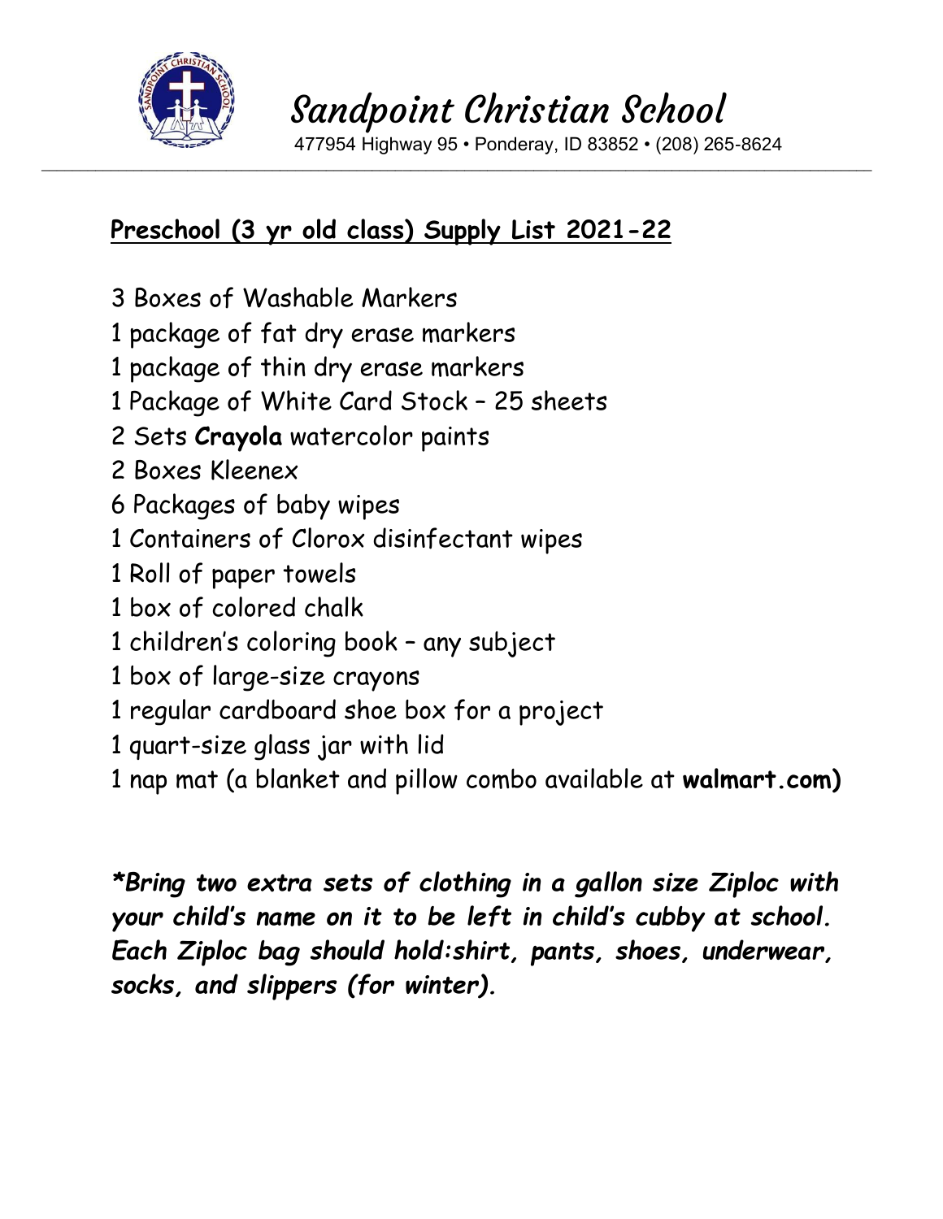# Sandpoint Christian School

477954 Highway 95 • Ponderay, ID 83852 • (208) 265-8624

## Preschool (3 yr old class) Supply List 2021-22

3 Boxes of Washable Markers
1 package of fat dry erase markers
1 package of thin dry erase markers
1 Package of White Card Stock – 25 sheets
2 Sets **Crayola** watercolor paints
2 Boxes Kleenex
6 Packages of baby wipes
1 Containers of Clorox disinfectant wipes
1 Roll of paper towels
1 box of colored chalk
1 children's coloring book – any subject
1 box of large-size crayons
1 regular cardboard shoe box for a project
1 quart-size glass jar with lid
1 nap mat (a blanket and pillow combo available at **walmart.com)**

***Bring two extra sets of clothing in a gallon size Ziploc with your child's name on it to be left in child's cubby at school. Each Ziploc bag should hold:shirt, pants, shoes, underwear, socks, and slippers (for winter).***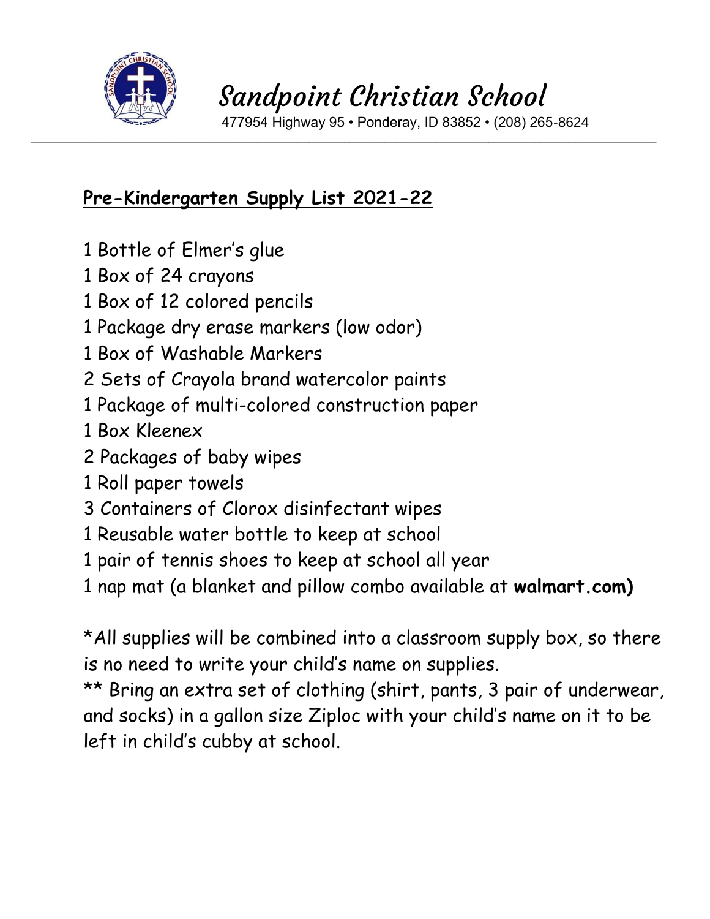# Sandpoint Christian School

477954 Highway 95 • Ponderay, ID 83852 • (208) 265-8624

## Pre-Kindergarten Supply List 2021-22

1 Bottle of Elmer's glue
1 Box of 24 crayons
1 Box of 12 colored pencils
1 Package dry erase markers (low odor)
1 Box of Washable Markers
2 Sets of Crayola brand watercolor paints
1 Package of multi-colored construction paper
1 Box Kleenex
2 Packages of baby wipes
1 Roll paper towels
3 Containers of Clorox disinfectant wipes
1 Reusable water bottle to keep at school
1 pair of tennis shoes to keep at school all year
1 nap mat (a blanket and pillow combo available at **walmart.com)**

*All supplies will be combined into a classroom supply box, so there is no need to write your child's name on supplies.

** Bring an extra set of clothing (shirt, pants, 3 pair of underwear, and socks) in a gallon size Ziploc with your child's name on it to be left in child's cubby at school.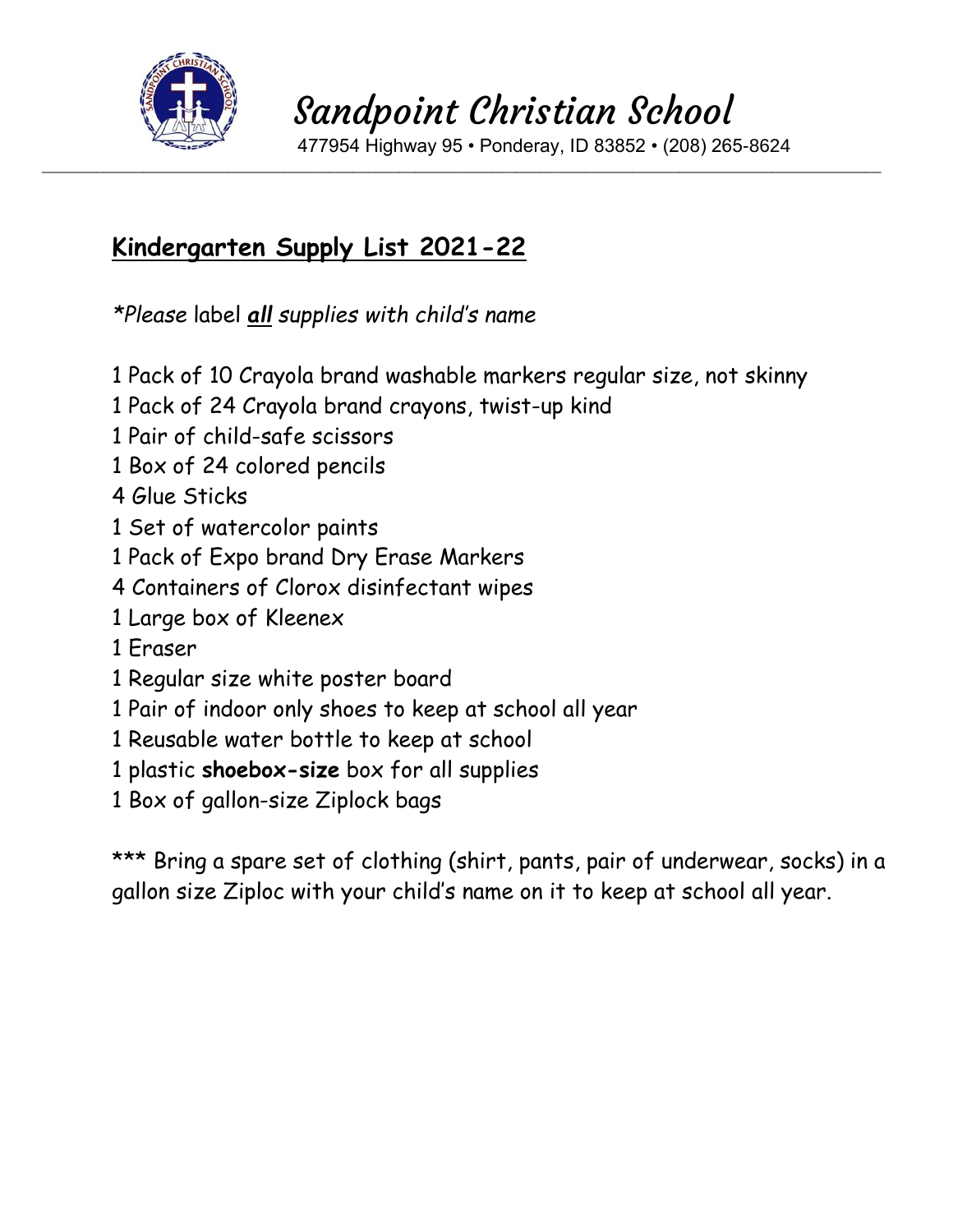# Sandpoint Christian School

477954 Highway 95 • Ponderay, ID 83852 • (208) 265-8624

---

## Kindergarten Supply List 2021-22

*Please label **all** supplies with child's name*

1 Pack of 10 Crayola brand washable markers regular size, not skinny
1 Pack of 24 Crayola brand crayons, twist-up kind
1 Pair of child-safe scissors
1 Box of 24 colored pencils
4 Glue Sticks
1 Set of watercolor paints
1 Pack of Expo brand Dry Erase Markers
4 Containers of Clorox disinfectant wipes
1 Large box of Kleenex
1 Eraser
1 Regular size white poster board
1 Pair of indoor only shoes to keep at school all year
1 Reusable water bottle to keep at school
1 plastic **shoebox-size** box for all supplies
1 Box of gallon-size Ziplock bags

*** Bring a spare set of clothing (shirt, pants, pair of underwear, socks) in a gallon size Ziploc with your child's name on it to keep at school all year.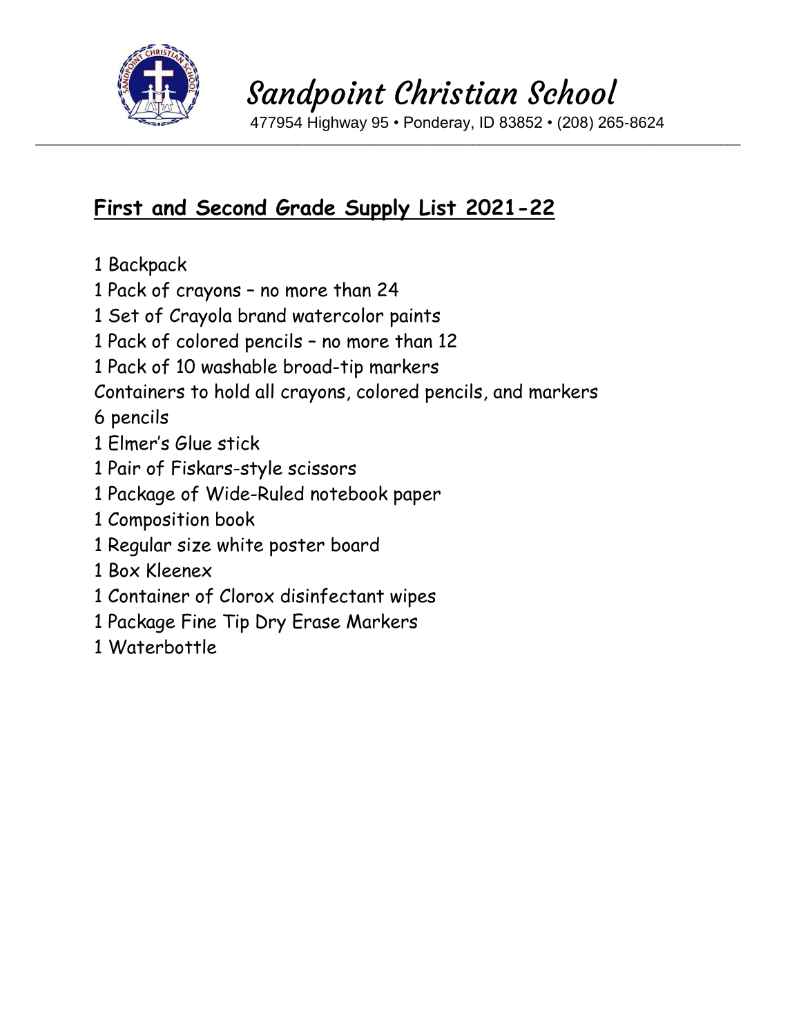# Sandpoint Christian School

477954 Highway 95 • Ponderay, ID 83852 • (208) 265-8624

---

## **First and Second Grade Supply List 2021-22**

1 Backpack
1 Pack of crayons – no more than 24
1 Set of Crayola brand watercolor paints
1 Pack of colored pencils – no more than 12
1 Pack of 10 washable broad-tip markers
Containers to hold all crayons, colored pencils, and markers
6 pencils
1 Elmer's Glue stick
1 Pair of Fiskars-style scissors
1 Package of Wide-Ruled notebook paper
1 Composition book
1 Regular size white poster board
1 Box Kleenex
1 Container of Clorox disinfectant wipes
1 Package Fine Tip Dry Erase Markers
1 Waterbottle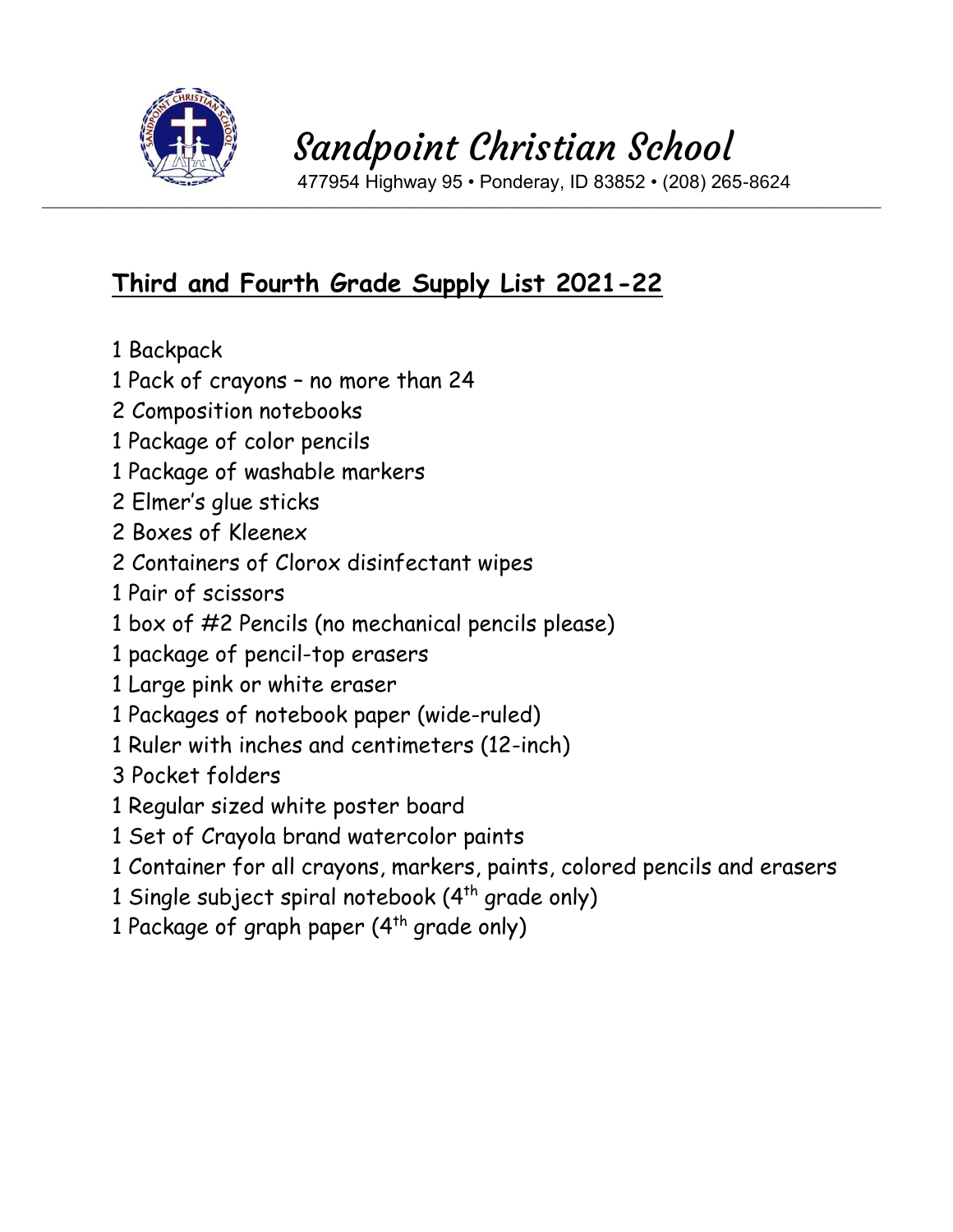# Sandpoint Christian School

477954 Highway 95 • Ponderay, ID 83852 • (208) 265-8624

---

## Third and Fourth Grade Supply List 2021-22

1 Backpack
1 Pack of crayons – no more than 24
2 Composition notebooks
1 Package of color pencils
1 Package of washable markers
2 Elmer's glue sticks
2 Boxes of Kleenex
2 Containers of Clorox disinfectant wipes
1 Pair of scissors
1 box of #2 Pencils (no mechanical pencils please)
1 package of pencil-top erasers
1 Large pink or white eraser
1 Packages of notebook paper (wide-ruled)
1 Ruler with inches and centimeters (12-inch)
3 Pocket folders
1 Regular sized white poster board
1 Set of Crayola brand watercolor paints
1 Container for all crayons, markers, paints, colored pencils and erasers
1 Single subject spiral notebook (4th grade only)
1 Package of graph paper (4th grade only)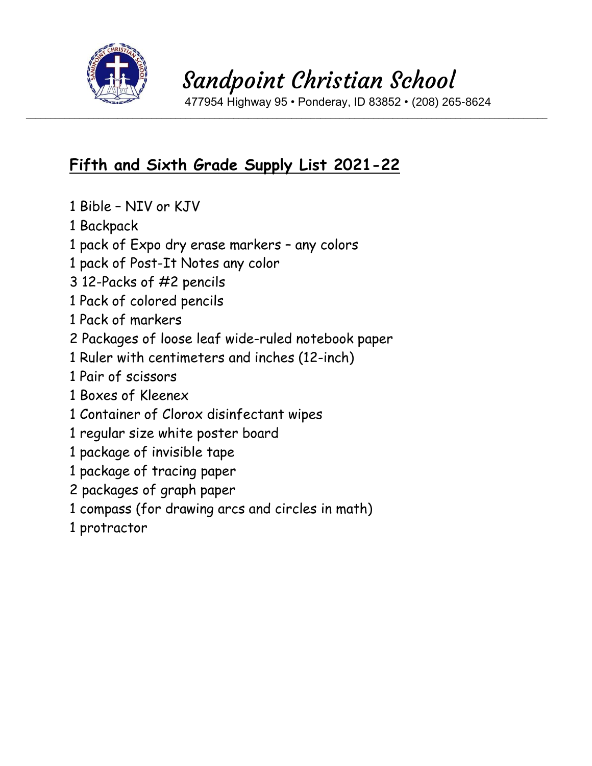# Sandpoint Christian School

477954 Highway 95 • Ponderay, ID 83852 • (208) 265-8624

---

## Fifth and Sixth Grade Supply List 2021-22

1 Bible – NIV or KJV
1 Backpack
1 pack of Expo dry erase markers – any colors
1 pack of Post-It Notes any color
3 12-Packs of #2 pencils
1 Pack of colored pencils
1 Pack of markers
2 Packages of loose leaf wide-ruled notebook paper
1 Ruler with centimeters and inches (12-inch)
1 Pair of scissors
1 Boxes of Kleenex
1 Container of Clorox disinfectant wipes
1 regular size white poster board
1 package of invisible tape
1 package of tracing paper
2 packages of graph paper
1 compass (for drawing arcs and circles in math)
1 protractor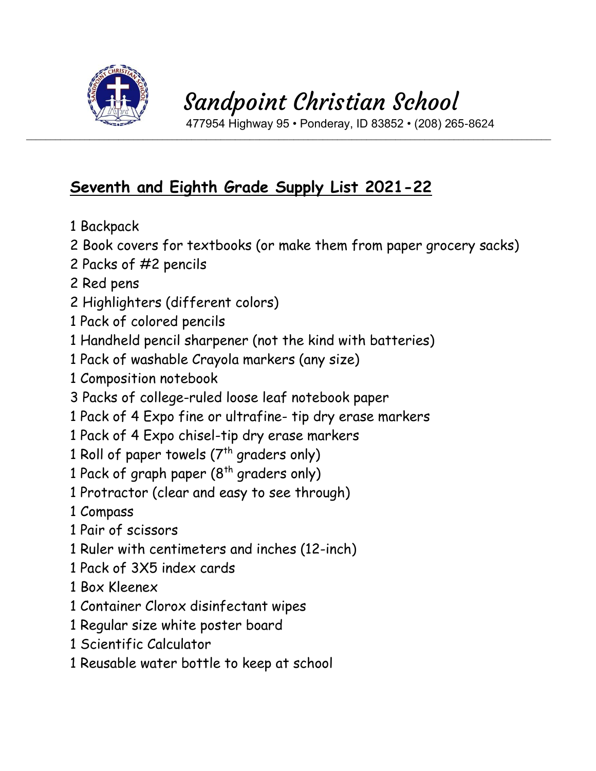# Sandpoint Christian School

477954 Highway 95 • Ponderay, ID 83852 • (208) 265-8624

## **Seventh and Eighth Grade Supply List 2021-22**

1 Backpack
2 Book covers for textbooks (or make them from paper grocery sacks)
2 Packs of #2 pencils
2 Red pens
2 Highlighters (different colors)
1 Pack of colored pencils
1 Handheld pencil sharpener (not the kind with batteries)
1 Pack of washable Crayola markers (any size)
1 Composition notebook
3 Packs of college-ruled loose leaf notebook paper
1 Pack of 4 Expo fine or ultrafine- tip dry erase markers
1 Pack of 4 Expo chisel-tip dry erase markers
1 Roll of paper towels ($7^{th}$ graders only)
1 Pack of graph paper ($8^{th}$ graders only)
1 Protractor (clear and easy to see through)
1 Compass
1 Pair of scissors
1 Ruler with centimeters and inches (12-inch)
1 Pack of 3X5 index cards
1 Box Kleenex
1 Container Clorox disinfectant wipes
1 Regular size white poster board
1 Scientific Calculator
1 Reusable water bottle to keep at school